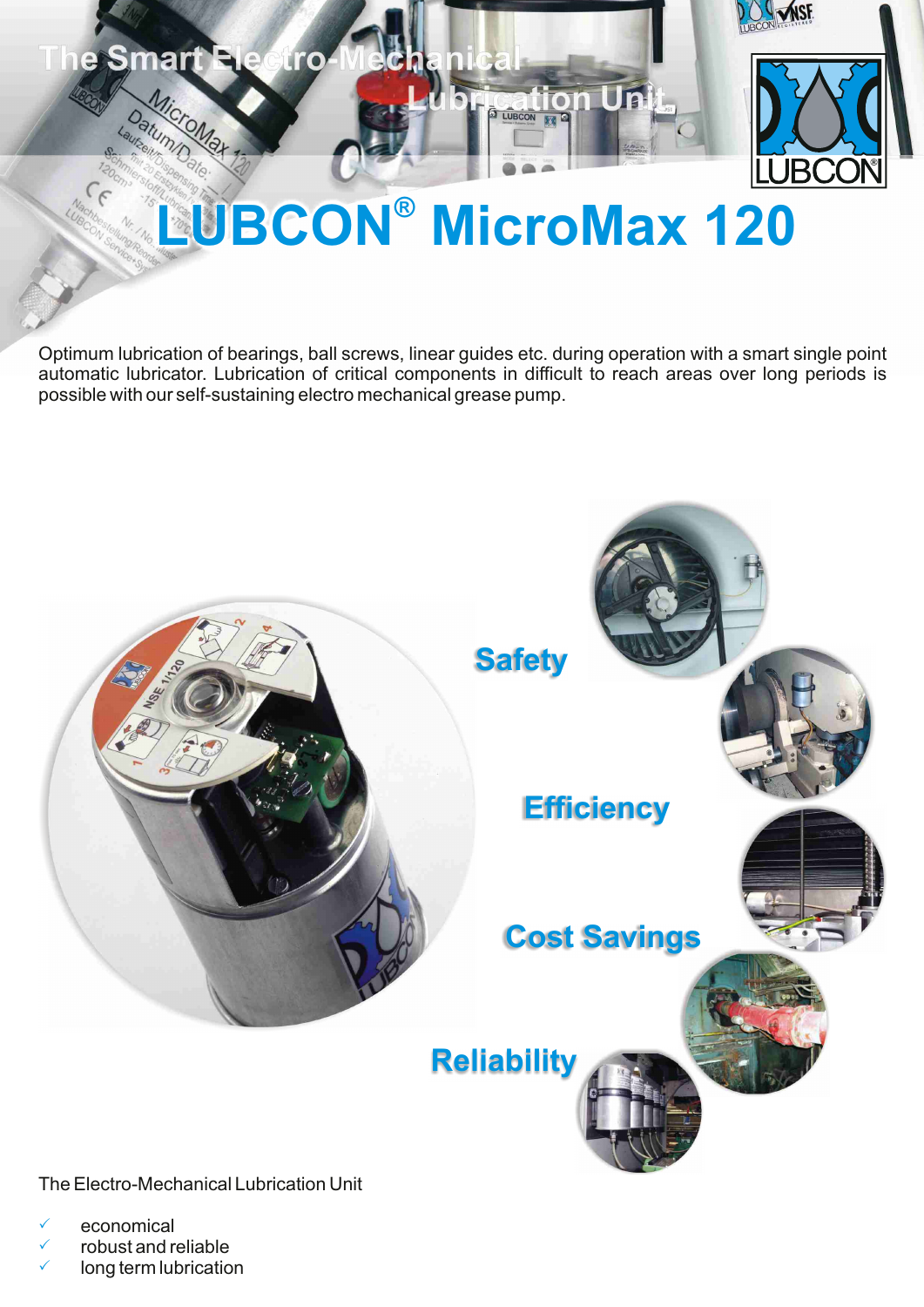# The Smart Electro-Mechanical Lubrication Unit

# LUBCON® MicroMax 120

Optimum lubrication of bearings, ball screws, linear guides etc. during operation with a smart single point automatic lubricator. Lubrication of critical components in difficult to reach areas over long periods is possible with our self-sustaining electro mechanical grease pump.

**Safety**

**Efficiency**

**Cost Savings**

**Reliability**

The Electro-Mechanical Lubrication Unit

- ✓ economical
- ✓ robust and reliable
- ✓ long term lubrication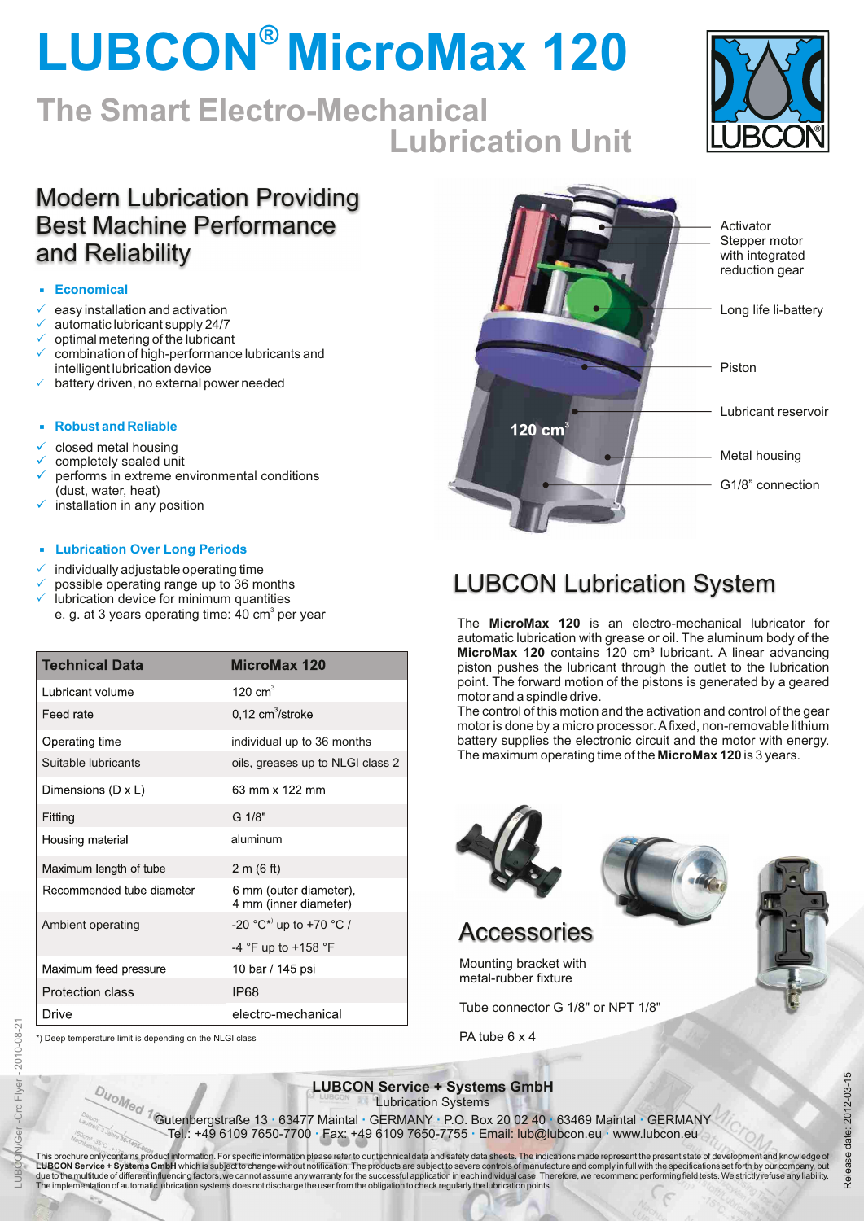# LUBCON® MicroMax 120

## The Smart Electro-Mechanical Lubrication Unit

## Modern Lubrication Providing Best Machine Performance and Reliability

- **Economical**
  - ✓ easy installation and activation
  - ✓ automatic lubricant supply 24/7
  - ✓ optimal metering of the lubricant
  - ✓ combination of high-performance lubricants and intelligent lubrication device
  - ✓ battery driven, no external power needed

- **Robust and Reliable**
  - ✓ closed metal housing
  - ✓ completely sealed unit
  - ✓ performs in extreme environmental conditions (dust, water, heat)
  - ✓ installation in any position

- **Lubrication Over Long Periods**
  - ✓ individually adjustable operating time
  - ✓ possible operating range up to 36 months
  - ✓ lubrication device for minimum quantities e. g. at 3 years operating time: 40 cm³ per year

| Technical Data | MicroMax 120 |
|---|---|
| Lubricant volume | 120 cm³ |
| Feed rate | 0,12 cm³/stroke |
| Operating time | individual up to 36 months |
| Suitable lubricants | oils, greases up to NLGI class 2 |
| Dimensions (D x L) | 63 mm x 122 mm |
| Fitting | G 1/8" |
| Housing material | aluminum |
| Maximum length of tube | 2 m (6 ft) |
| Recommended tube diameter | 6 mm (outer diameter), 4 mm (inner diameter) |
| Ambient operating | -20 °C*) up to +70 °C / -4 °F up to +158 °F |
| Maximum feed pressure | 10 bar / 145 psi |
| Protection class | IP68 |
| Drive | electro-mechanical |

*) Deep temperature limit is depending on the NLGI class

Activator
Stepper motor with integrated reduction gear
Long life li-battery
Piston
Lubricant reservoir
Metal housing
G1/8" connection
120 cm³

## LUBCON Lubrication System

The **MicroMax 120** is an electro-mechanical lubricator for automatic lubrication with grease or oil. The aluminum body of the **MicroMax 120** contains 120 cm³ lubricant. A linear advancing piston pushes the lubricant through the outlet to the lubrication point. The forward motion of the pistons is generated by a geared motor and a spindle drive.
The control of this motion and the activation and control of the gear motor is done by a micro processor. A fixed, non-removable lithium battery supplies the electronic circuit and the motor with energy. The maximum operating time of the **MicroMax 120** is 3 years.

## Accessories

Mounting bracket with metal-rubber fixture

Tube connector G 1/8" or NPT 1/8"

PA tube 6 x 4

**LUBCON Service + Systems GmbH**
Lubrication Systems
Gutenbergstraße 13 · 63477 Maintal · GERMANY · P.O. Box 20 02 40 · 63469 Maintal · GERMANY
Tel.: +49 6109 7650-7700 · Fax: +49 6109 7650-7755 · Email: lub@lubcon.eu · www.lubcon.eu

This brochure only contains product information. For specific information please refer to our technical data and safety data sheets. The indications made represent the present state of development and knowledge of **LUBCON Service + Systems GmbH** which is subject to change without notification. The products are subject to severe controls of manufacture and comply in full with the specifications set forth by our company, but due to the multitude of different influencing factors, we cannot assume any warranty for the successful application in each individual case. Therefore, we recommend performing field tests. We strictly refuse any liability. The implementation of automatic lubrication systems does not discharge the user from the obligation to check regularly the lubrication points.

LUBCON/Ger.-Crd Flyer - 2010-08-21

Release date: 2012-03-15